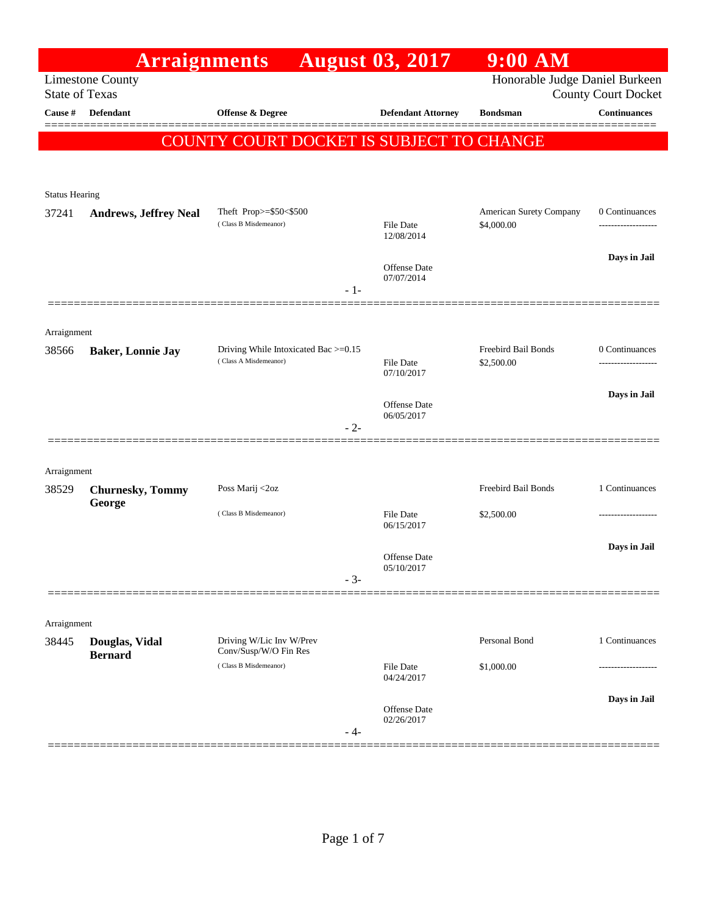# Arraignments August 03, 2017 9:00 AM

Limestone County
State of Texas

Honorable Judge Daniel Burkeen
County Court Docket

**COUNTY COURT DOCKET IS SUBJECT TO CHANGE**

| Cause # | Defendant | Offense & Degree | | Defendant Attorney | Bondsman | Continuances |
|---|---|---|---|---|---|---|
| **Status Hearing** | | | | | | |
| 37241 | **Andrews, Jeffrey Neal** | Theft Prop>=$50<$500 (Class B Misdemeanor) | File Date 12/08/2014; Offense Date 07/07/2014 | | American Surety Company $4,000.00 | 0 Continuances; Days in Jail |
| **Arraignment** | | | | | | |
| 38566 | **Baker, Lonnie Jay** | Driving While Intoxicated Bac >=0.15 (Class A Misdemeanor) | File Date 07/10/2017; Offense Date 06/05/2017 | | Freebird Bail Bonds $2,500.00 | 0 Continuances; Days in Jail |
| **Arraignment** | | | | | | |
| 38529 | **Churnesky, Tommy George** | Poss Marij <2oz (Class B Misdemeanor) | File Date 06/15/2017; Offense Date 05/10/2017 | | Freebird Bail Bonds $2,500.00 | 1 Continuances; Days in Jail |
| **Arraignment** | | | | | | |
| 38445 | **Douglas, Vidal Bernard** | Driving W/Lic Inv W/Prev Conv/Susp/W/O Fin Res (Class B Misdemeanor) | File Date 04/24/2017; Offense Date 02/26/2017 | | Personal Bond $1,000.00 | 1 Continuances; Days in Jail |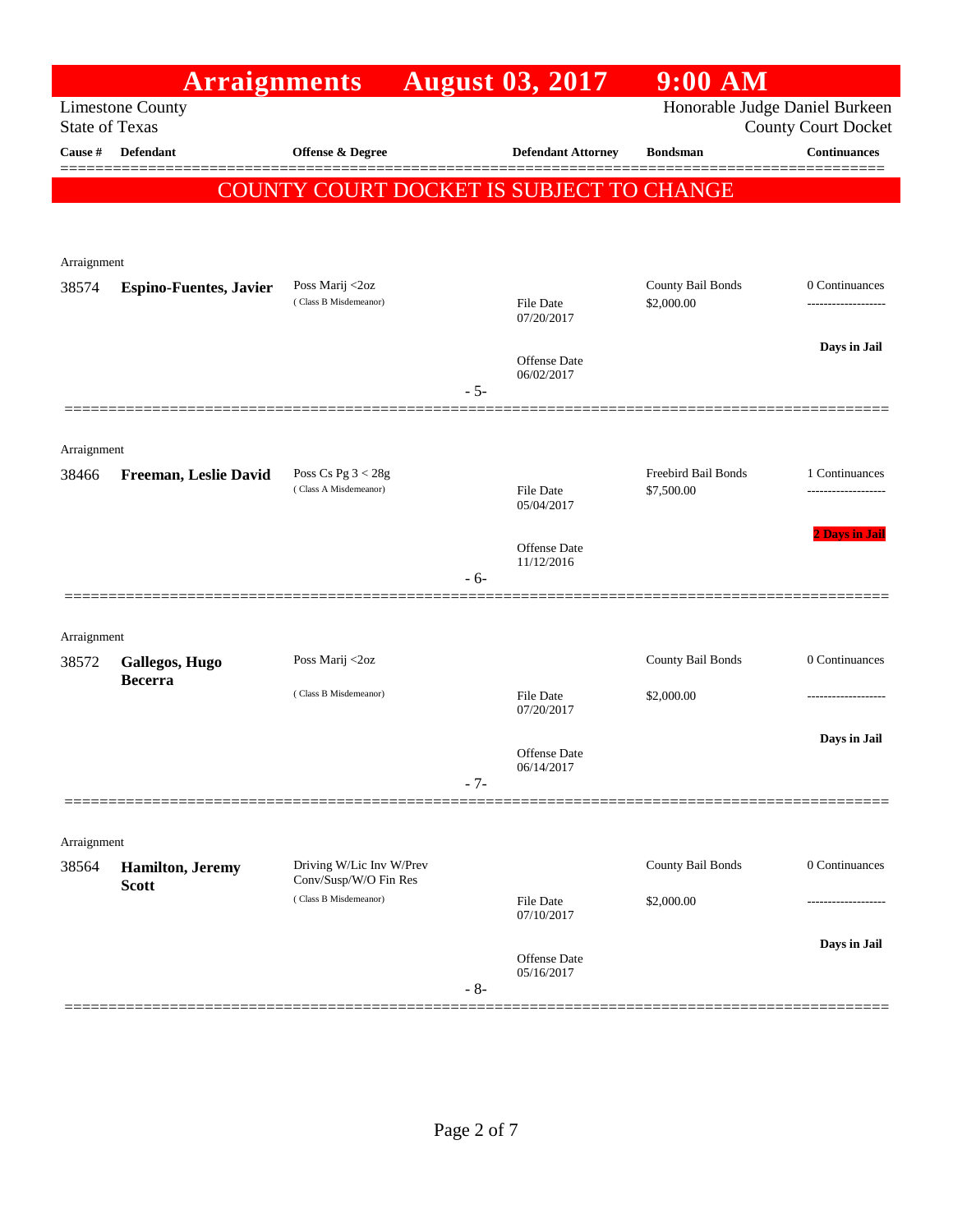# Arraignments August 03, 2017 9:00 AM

Limestone County
State of Texas

Honorable Judge Daniel Burkeen
County Court Docket

**COUNTY COURT DOCKET IS SUBJECT TO CHANGE**

| Cause # | Defendant | Offense & Degree | | Defendant Attorney | Bondsman | Continuances |
|---|---|---|---|---|---|---|
| Arraignment | | | | | | |
| 38574 | **Espino-Fuentes, Javier** | Poss Marij <2oz (Class B Misdemeanor) | File Date 07/20/2017; Offense Date 06/02/2017 | | County Bail Bonds $2,000.00 | 0 Continuances; Days in Jail |
| | | | - 5- | | | |
| Arraignment | | | | | | |
| 38466 | **Freeman, Leslie David** | Poss Cs Pg 3 < 28g (Class A Misdemeanor) | File Date 05/04/2017; Offense Date 11/12/2016 | | Freebird Bail Bonds $7,500.00 | 1 Continuances; 2 Days in Jail |
| | | | - 6- | | | |
| Arraignment | | | | | | |
| 38572 | **Gallegos, Hugo Becerra** | Poss Marij <2oz (Class B Misdemeanor) | File Date 07/20/2017; Offense Date 06/14/2017 | | County Bail Bonds $2,000.00 | 0 Continuances; Days in Jail |
| | | | - 7- | | | |
| Arraignment | | | | | | |
| 38564 | **Hamilton, Jeremy Scott** | Driving W/Lic Inv W/Prev Conv/Susp/W/O Fin Res (Class B Misdemeanor) | File Date 07/10/2017; Offense Date 05/16/2017 | | County Bail Bonds $2,000.00 | 0 Continuances; Days in Jail |
| | | | - 8- | | | |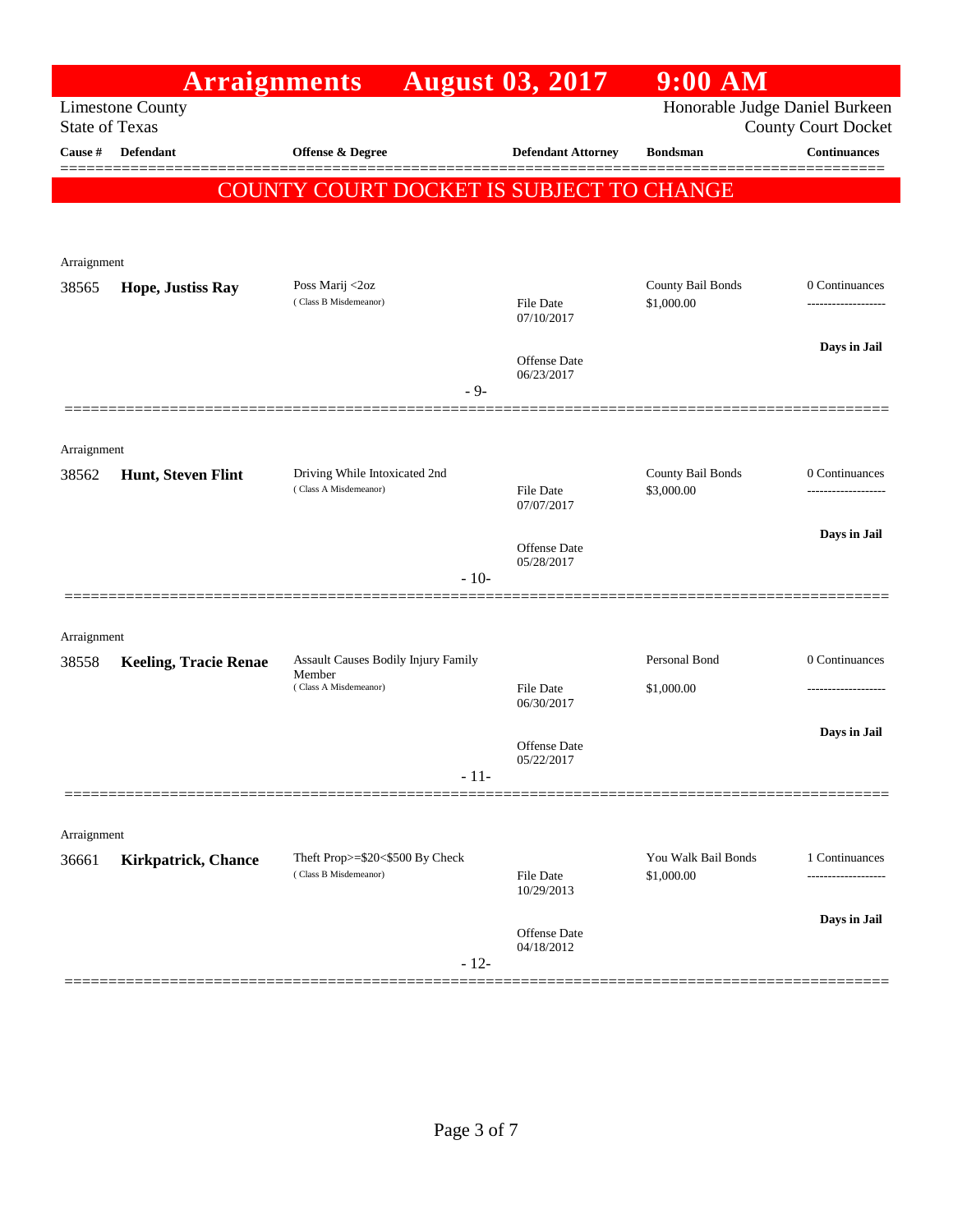# Arraignments August 03, 2017 9:00 AM

Limestone County
State of Texas

Honorable Judge Daniel Burkeen
County Court Docket

| Cause # | Defendant | Offense & Degree | Defendant Attorney | Bondsman | Continuances |
|---|---|---|---|---|---|

**COUNTY COURT DOCKET IS SUBJECT TO CHANGE**

---

Arraignment

| Cause # | Defendant | Offense & Degree | Defendant Attorney | Bondsman | Continuances |
|---|---|---|---|---|---|
| 38565 | **Hope, Justiss Ray** | Poss Marij <2oz (Class B Misdemeanor) | File Date 07/10/2017; Offense Date 06/23/2017 | County Bail Bonds $1,000.00 | 0 Continuances; Days in Jail |

- 9-

---

Arraignment

| Cause # | Defendant | Offense & Degree | Defendant Attorney | Bondsman | Continuances |
|---|---|---|---|---|---|
| 38562 | **Hunt, Steven Flint** | Driving While Intoxicated 2nd (Class A Misdemeanor) | File Date 07/07/2017; Offense Date 05/28/2017 | County Bail Bonds $3,000.00 | 0 Continuances; Days in Jail |

- 10-

---

Arraignment

| Cause # | Defendant | Offense & Degree | Defendant Attorney | Bondsman | Continuances |
|---|---|---|---|---|---|
| 38558 | **Keeling, Tracie Renae** | Assault Causes Bodily Injury Family Member (Class A Misdemeanor) | File Date 06/30/2017; Offense Date 05/22/2017 | Personal Bond $1,000.00 | 0 Continuances; Days in Jail |

- 11-

---

Arraignment

| Cause # | Defendant | Offense & Degree | Defendant Attorney | Bondsman | Continuances |
|---|---|---|---|---|---|
| 36661 | **Kirkpatrick, Chance** | Theft Prop>=$20<$500 By Check (Class B Misdemeanor) | File Date 10/29/2013; Offense Date 04/18/2012 | You Walk Bail Bonds $1,000.00 | 1 Continuances; Days in Jail |

- 12-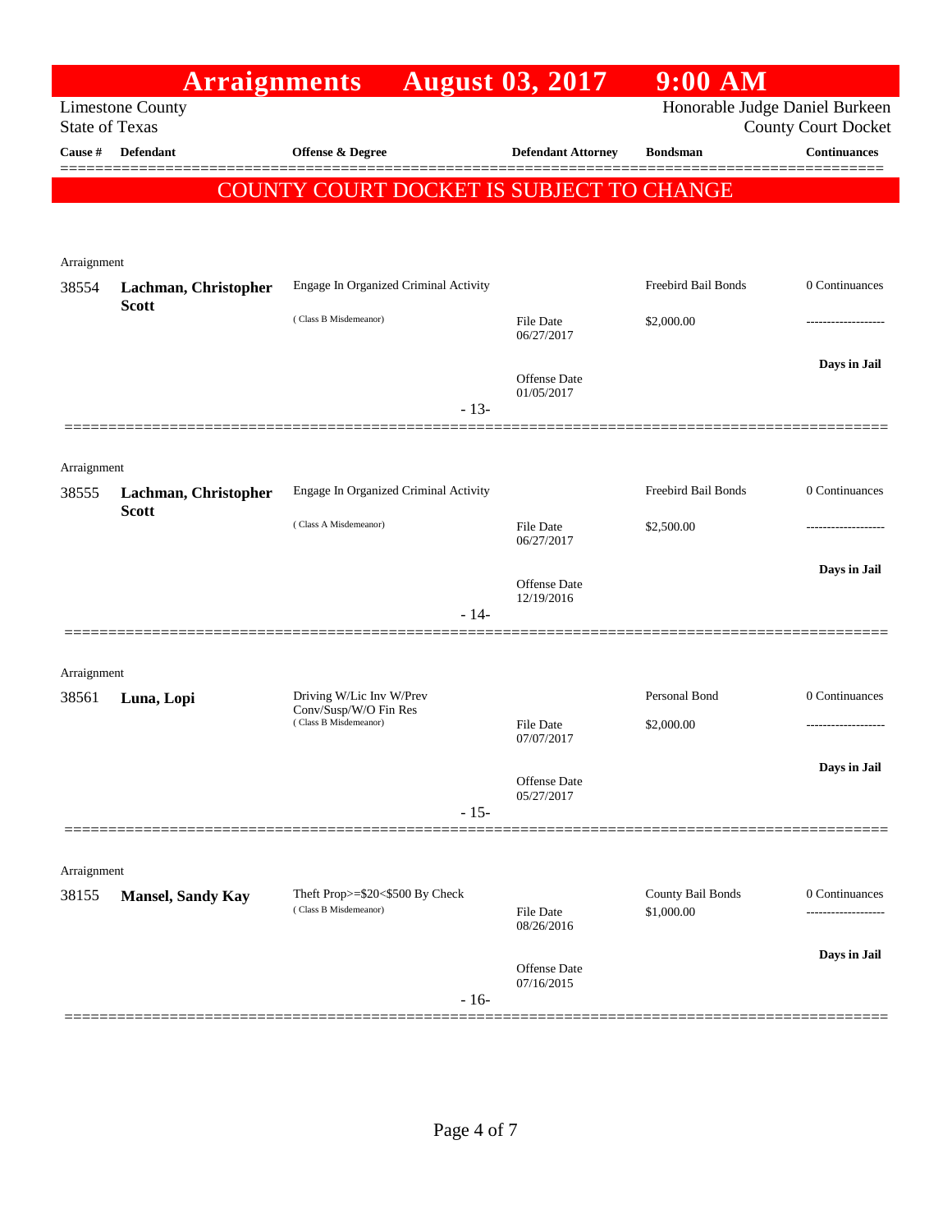# Arraignments August 03, 2017 9:00 AM

Limestone County
State of Texas

Honorable Judge Daniel Burkeen
County Court Docket

**COUNTY COURT DOCKET IS SUBJECT TO CHANGE**

| Cause # | Defendant | Offense & Degree | Defendant Attorney | Bondsman | Continuances |
|---|---|---|---|---|---|
| Arraignment | | | | | |
| 38554 | **Lachman, Christopher Scott** | Engage In Organized Criminal Activity (Class B Misdemeanor) | File Date 06/27/2017<br>Offense Date 01/05/2017 | Freebird Bail Bonds<br>$2,000.00 | 0 Continuances<br>-------------------<br>**Days in Jail** |
| | | | - 13- | | |
| Arraignment | | | | | |
| 38555 | **Lachman, Christopher Scott** | Engage In Organized Criminal Activity (Class A Misdemeanor) | File Date 06/27/2017<br>Offense Date 12/19/2016 | Freebird Bail Bonds<br>$2,500.00 | 0 Continuances<br>-------------------<br>**Days in Jail** |
| | | | - 14- | | |
| Arraignment | | | | | |
| 38561 | **Luna, Lopi** | Driving W/Lic Inv W/Prev Conv/Susp/W/O Fin Res (Class B Misdemeanor) | File Date 07/07/2017<br>Offense Date 05/27/2017 | Personal Bond<br>$2,000.00 | 0 Continuances<br>-------------------<br>**Days in Jail** |
| | | | - 15- | | |
| Arraignment | | | | | |
| 38155 | **Mansel, Sandy Kay** | Theft Prop>=$20<$500 By Check (Class B Misdemeanor) | File Date 08/26/2016<br>Offense Date 07/16/2015 | County Bail Bonds<br>$1,000.00 | 0 Continuances<br>-------------------<br>**Days in Jail** |
| | | | - 16- | | |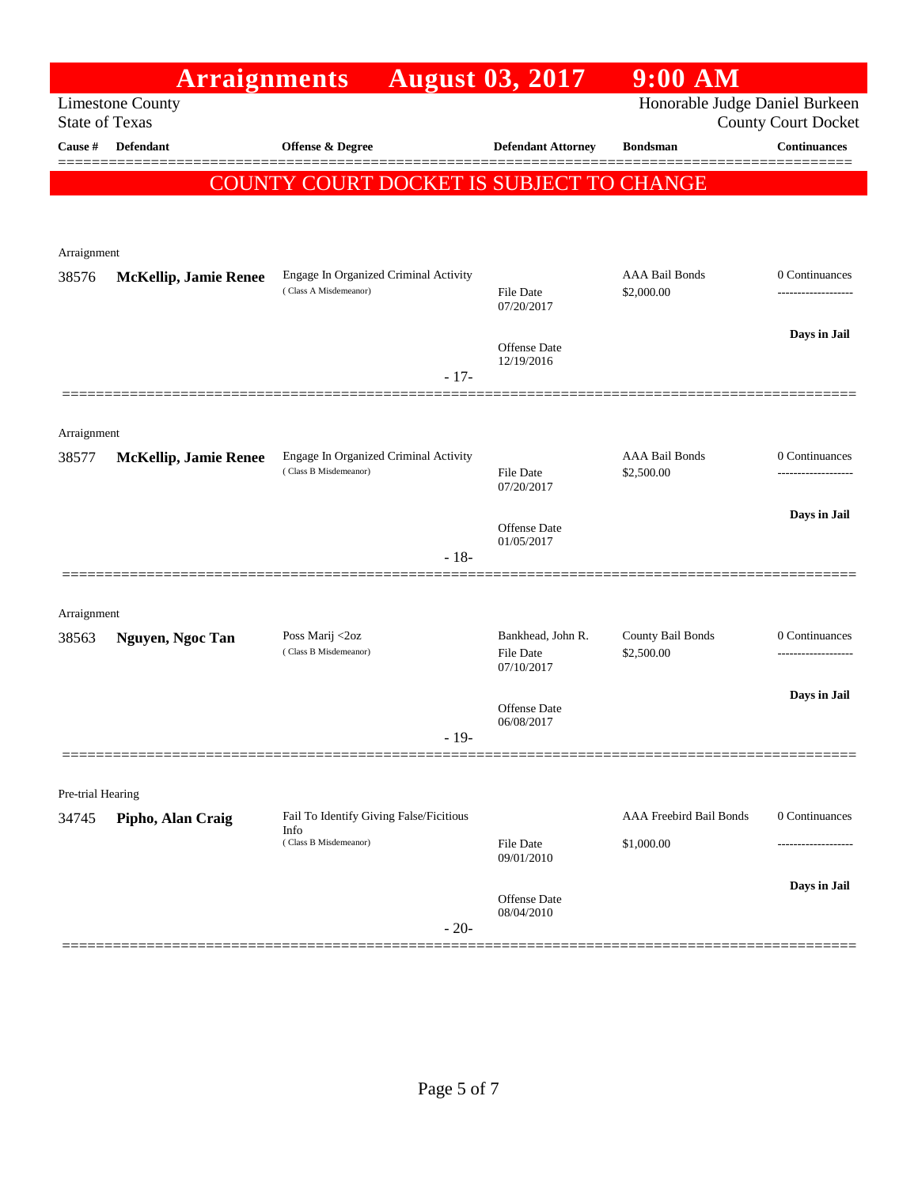# Arraignments August 03, 2017 9:00 AM

Limestone County
State of Texas

Honorable Judge Daniel Burkeen
County Court Docket

**COUNTY COURT DOCKET IS SUBJECT TO CHANGE**

| Cause # | Defendant | Offense & Degree | Defendant Attorney | Bondsman | Continuances |
|---|---|---|---|---|---|
| Arraignment | | | | | |
| 38576 | **McKellip, Jamie Renee** | Engage In Organized Criminal Activity (Class A Misdemeanor) | File Date 07/20/2017<br>Offense Date 12/19/2016 | AAA Bail Bonds<br>$2,000.00 | 0 Continuances<br>Days in Jail |
| | | - 17- | | | |
| Arraignment | | | | | |
| 38577 | **McKellip, Jamie Renee** | Engage In Organized Criminal Activity (Class B Misdemeanor) | File Date 07/20/2017<br>Offense Date 01/05/2017 | AAA Bail Bonds<br>$2,500.00 | 0 Continuances<br>Days in Jail |
| | | - 18- | | | |
| Arraignment | | | | | |
| 38563 | **Nguyen, Ngoc Tan** | Poss Marij <2oz (Class B Misdemeanor) | Bankhead, John R.<br>File Date 07/10/2017<br>Offense Date 06/08/2017 | County Bail Bonds<br>$2,500.00 | 0 Continuances<br>Days in Jail |
| | | - 19- | | | |
| Pre-trial Hearing | | | | | |
| 34745 | **Pipho, Alan Craig** | Fail To Identify Giving False/Ficitious Info (Class B Misdemeanor) | File Date 09/01/2010<br>Offense Date 08/04/2010 | AAA Freebird Bail Bonds<br>$1,000.00 | 0 Continuances<br>Days in Jail |
| | | - 20- | | | |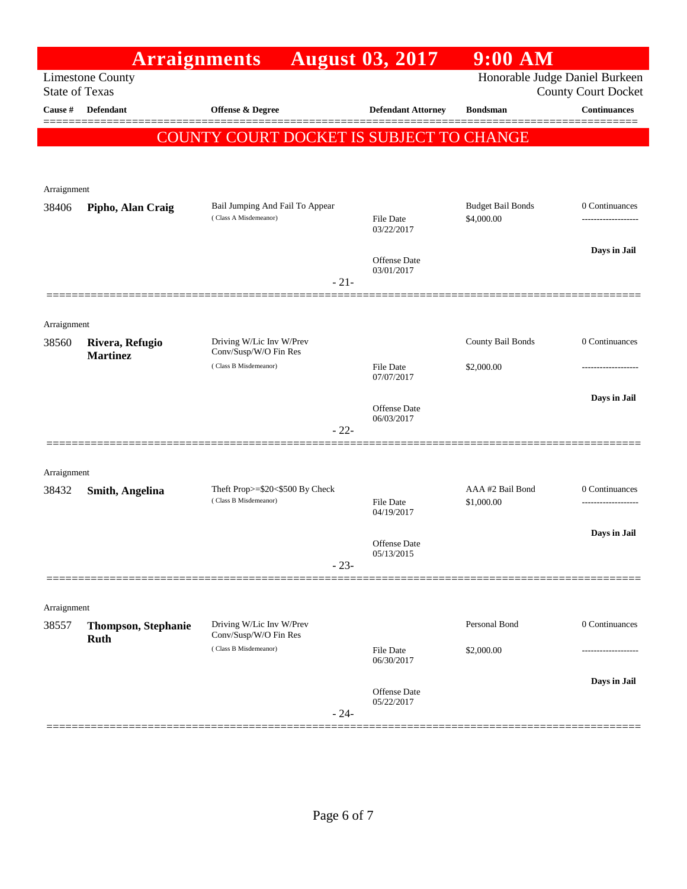# Arraignments August 03, 2017 9:00 AM

Limestone County
State of Texas

Honorable Judge Daniel Burkeen
County Court Docket

**COUNTY COURT DOCKET IS SUBJECT TO CHANGE**

| Cause # | Defendant | Offense & Degree | Defendant Attorney | Bondsman | Continuances |
|---|---|---|---|---|---|
| Arraignment | | | | | |
| 38406 | **Pipho, Alan Craig** | Bail Jumping And Fail To Appear (Class A Misdemeanor) | File Date 03/22/2017; Offense Date 03/01/2017 | Budget Bail Bonds $4,000.00 | 0 Continuances; Days in Jail |
| | | - 21- | | | |
| Arraignment | | | | | |
| 38560 | **Rivera, Refugio Martinez** | Driving W/Lic Inv W/Prev Conv/Susp/W/O Fin Res (Class B Misdemeanor) | File Date 07/07/2017; Offense Date 06/03/2017 | County Bail Bonds $2,000.00 | 0 Continuances; Days in Jail |
| | | - 22- | | | |
| Arraignment | | | | | |
| 38432 | **Smith, Angelina** | Theft Prop>=$20<$500 By Check (Class B Misdemeanor) | File Date 04/19/2017; Offense Date 05/13/2015 | AAA #2 Bail Bond $1,000.00 | 0 Continuances; Days in Jail |
| | | - 23- | | | |
| Arraignment | | | | | |
| 38557 | **Thompson, Stephanie Ruth** | Driving W/Lic Inv W/Prev Conv/Susp/W/O Fin Res (Class B Misdemeanor) | File Date 06/30/2017; Offense Date 05/22/2017 | Personal Bond $2,000.00 | 0 Continuances; Days in Jail |
| | | - 24- | | | |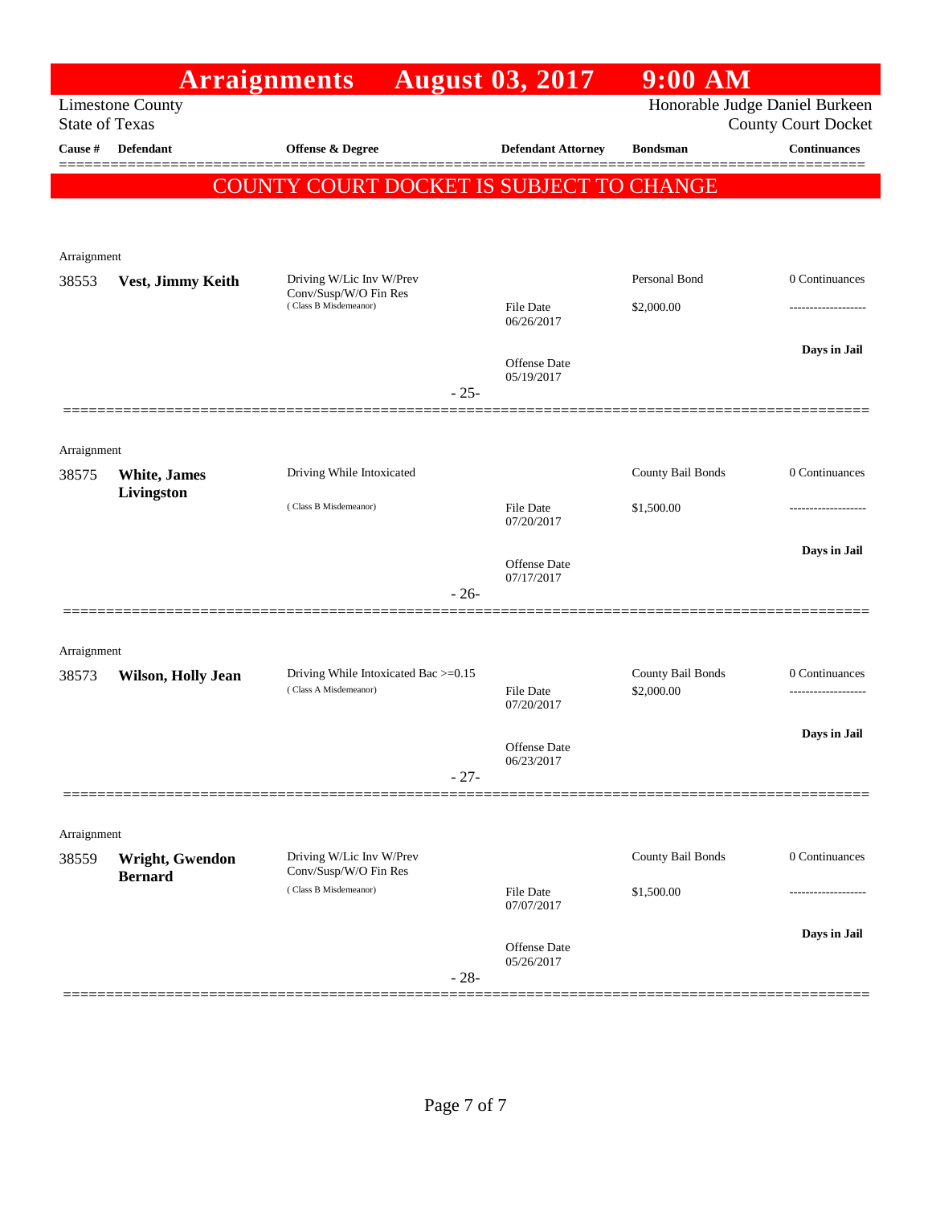# Arraignments August 03, 2017 9:00 AM

Limestone County
State of Texas

Honorable Judge Daniel Burkeen
County Court Docket

| Cause # | Defendant | Offense & Degree | Defendant Attorney | Bondsman | Continuances |
|---|---|---|---|---|---|

**COUNTY COURT DOCKET IS SUBJECT TO CHANGE**

Arraignment

| Cause # | Defendant | Offense & Degree | Defendant Attorney | Bondsman | Continuances |
|---|---|---|---|---|---|
| 38553 | **Vest, Jimmy Keith** | Driving W/Lic Inv W/Prev Conv/Susp/W/O Fin Res (Class B Misdemeanor) | File Date 06/26/2017<br>Offense Date 05/19/2017 | Personal Bond<br>$2,000.00 | 0 Continuances<br>-------------------<br>Days in Jail |

- 25-

Arraignment

| Cause # | Defendant | Offense & Degree | Defendant Attorney | Bondsman | Continuances |
|---|---|---|---|---|---|
| 38575 | **White, James Livingston** | Driving While Intoxicated (Class B Misdemeanor) | File Date 07/20/2017<br>Offense Date 07/17/2017 | County Bail Bonds<br>$1,500.00 | 0 Continuances<br>-------------------<br>Days in Jail |

- 26-

Arraignment

| Cause # | Defendant | Offense & Degree | Defendant Attorney | Bondsman | Continuances |
|---|---|---|---|---|---|
| 38573 | **Wilson, Holly Jean** | Driving While Intoxicated Bac >=0.15 (Class A Misdemeanor) | File Date 07/20/2017<br>Offense Date 06/23/2017 | County Bail Bonds<br>$2,000.00 | 0 Continuances<br>-------------------<br>Days in Jail |

- 27-

Arraignment

| Cause # | Defendant | Offense & Degree | Defendant Attorney | Bondsman | Continuances |
|---|---|---|---|---|---|
| 38559 | **Wright, Gwendon Bernard** | Driving W/Lic Inv W/Prev Conv/Susp/W/O Fin Res (Class B Misdemeanor) | File Date 07/07/2017<br>Offense Date 05/26/2017 | County Bail Bonds<br>$1,500.00 | 0 Continuances<br>-------------------<br>Days in Jail |

- 28-